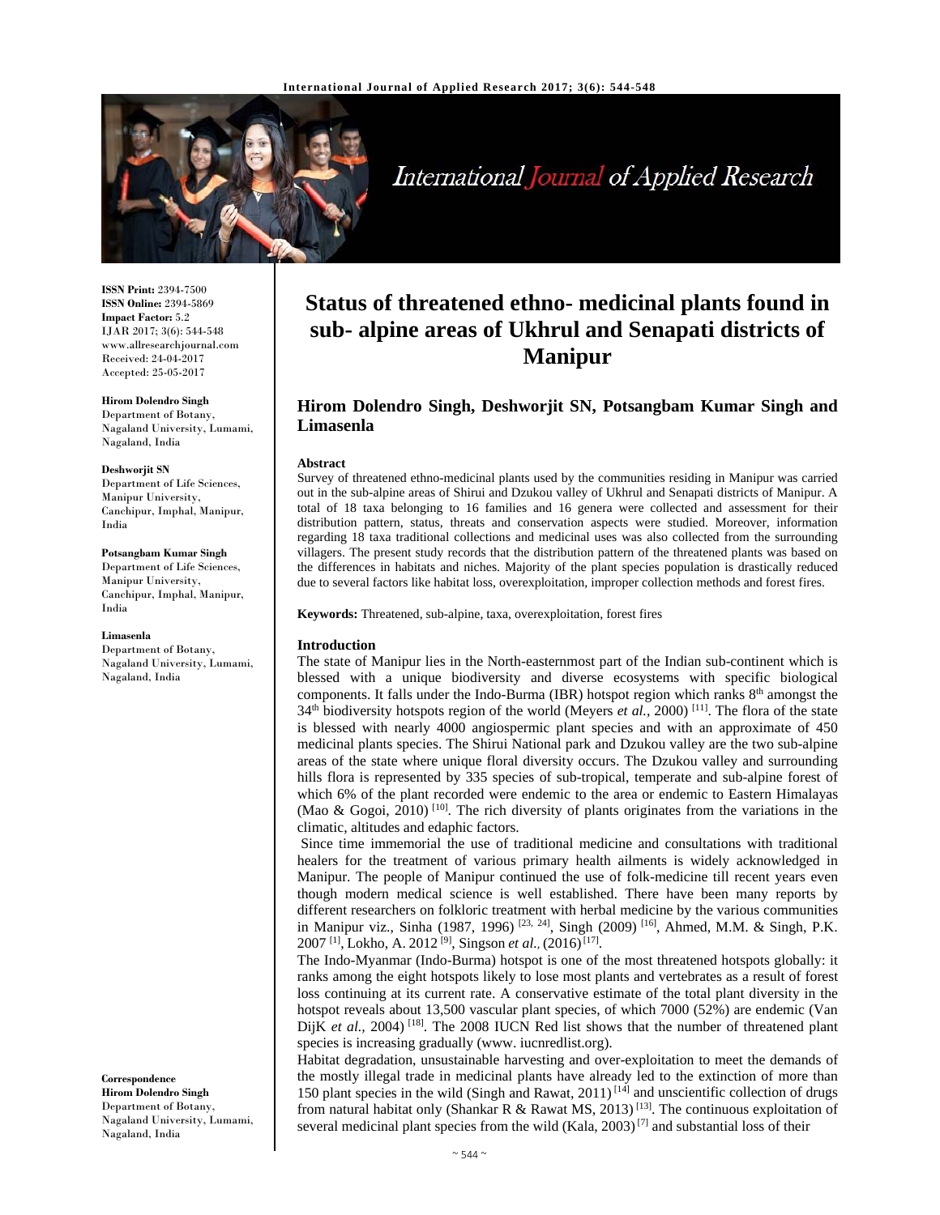**ISSN Print:** 2394-7500
**ISSN Online:** 2394-5869
**Impact Factor:** 5.2
IJAR 2017; 3(6): 544-548
www.allresearchjournal.com
Received: 24-04-2017
Accepted: 25-05-2017

**Hirom Dolendro Singh**
Department of Botany, Nagaland University, Lumami, Nagaland, India

**Deshworjit SN**
Department of Life Sciences, Manipur University, Canchipur, Imphal, Manipur, India

**Potsangbam Kumar Singh**
Department of Life Sciences, Manipur University, Canchipur, Imphal, Manipur, India

**Limasenla**
Department of Botany, Nagaland University, Lumami, Nagaland, India

**Correspondence**
**Hirom Dolendro Singh**
Department of Botany, Nagaland University, Lumami, Nagaland, India

# Status of threatened ethno- medicinal plants found in sub- alpine areas of Ukhrul and Senapati districts of Manipur

**Hirom Dolendro Singh, Deshworjit SN, Potsangbam Kumar Singh and Limasenla**

## Abstract

Survey of threatened ethno-medicinal plants used by the communities residing in Manipur was carried out in the sub-alpine areas of Shirui and Dzukou valley of Ukhrul and Senapati districts of Manipur. A total of 18 taxa belonging to 16 families and 16 genera were collected and assessment for their distribution pattern, status, threats and conservation aspects were studied. Moreover, information regarding 18 taxa traditional collections and medicinal uses was also collected from the surrounding villagers. The present study records that the distribution pattern of the threatened plants was based on the differences in habitats and niches. Majority of the plant species population is drastically reduced due to several factors like habitat loss, overexploitation, improper collection methods and forest fires.

**Keywords:** Threatened, sub-alpine, taxa, overexploitation, forest fires

## Introduction

The state of Manipur lies in the North-easternmost part of the Indian sub-continent which is blessed with a unique biodiversity and diverse ecosystems with specific biological components. It falls under the Indo-Burma (IBR) hotspot region which ranks 8th amongst the 34th biodiversity hotspots region of the world (Meyers *et al.,* 2000) [11]. The flora of the state is blessed with nearly 4000 angiospermic plant species and with an approximate of 450 medicinal plants species. The Shirui National park and Dzukou valley are the two sub-alpine areas of the state where unique floral diversity occurs. The Dzukou valley and surrounding hills flora is represented by 335 species of sub-tropical, temperate and sub-alpine forest of which 6% of the plant recorded were endemic to the area or endemic to Eastern Himalayas (Mao & Gogoi, 2010) [10]. The rich diversity of plants originates from the variations in the climatic, altitudes and edaphic factors.

Since time immemorial the use of traditional medicine and consultations with traditional healers for the treatment of various primary health ailments is widely acknowledged in Manipur. The people of Manipur continued the use of folk-medicine till recent years even though modern medical science is well established. There have been many reports by different researchers on folkloric treatment with herbal medicine by the various communities in Manipur viz., Sinha (1987, 1996) [23, 24], Singh (2009) [16], Ahmed, M.M. & Singh, P.K. 2007 [1], Lokho, A. 2012 [9], Singson *et al.,* (2016) [17].

The Indo-Myanmar (Indo-Burma) hotspot is one of the most threatened hotspots globally: it ranks among the eight hotspots likely to lose most plants and vertebrates as a result of forest loss continuing at its current rate. A conservative estimate of the total plant diversity in the hotspot reveals about 13,500 vascular plant species, of which 7000 (52%) are endemic (Van DijK *et al.,* 2004) [18]. The 2008 IUCN Red list shows that the number of threatened plant species is increasing gradually (www. iucnredlist.org).

Habitat degradation, unsustainable harvesting and over-exploitation to meet the demands of the mostly illegal trade in medicinal plants have already led to the extinction of more than 150 plant species in the wild (Singh and Rawat, 2011) [14] and unscientific collection of drugs from natural habitat only (Shankar R & Rawat MS, 2013) [13]. The continuous exploitation of several medicinal plant species from the wild (Kala, 2003) [7] and substantial loss of their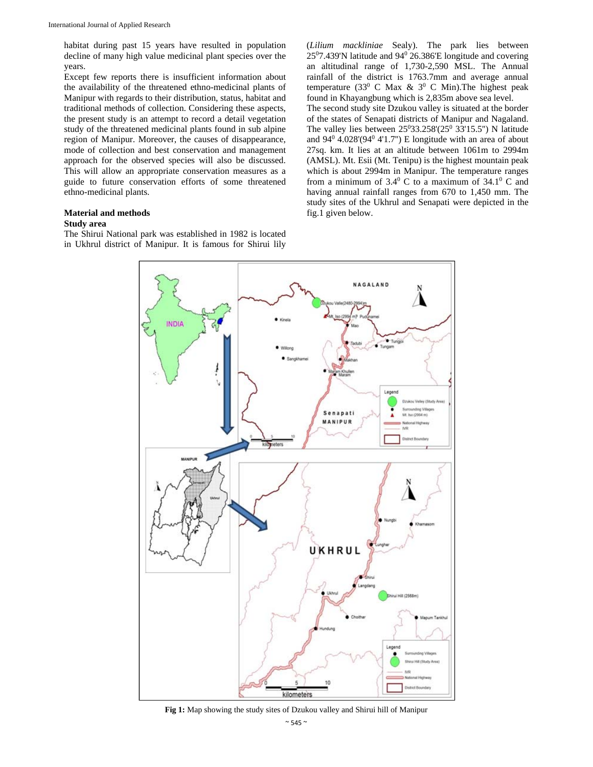habitat during past 15 years have resulted in population decline of many high value medicinal plant species over the years.

Except few reports there is insufficient information about the availability of the threatened ethno-medicinal plants of Manipur with regards to their distribution, status, habitat and traditional methods of collection. Considering these aspects, the present study is an attempt to record a detail vegetation study of the threatened medicinal plants found in sub alpine region of Manipur. Moreover, the causes of disappearance, mode of collection and best conservation and management approach for the observed species will also be discussed. This will allow an appropriate conservation measures as a guide to future conservation efforts of some threatened ethno-medicinal plants.

## Material and methods

### Study area

The Shirui National park was established in 1982 is located in Ukhrul district of Manipur. It is famous for Shirui lily (*Lilium mackliniae* Sealy). The park lies between $25^0$7.439'N latitude and $94^0$ 26.386'E longitude and covering an altitudinal range of 1,730-2,590 MSL. The Annual rainfall of the district is 1763.7mm and average annual temperature ($33^0$ C Max & $3^0$ C Min).The highest peak found in Khayangbung which is 2,835m above sea level.

The second study site Dzukou valley is situated at the border of the states of Senapati districts of Manipur and Nagaland. The valley lies between $25^0$33.258'($25^0$ 33'15.5") N latitude and $94^0$ 4.028'($94^0$ 4'1.7") E longitude with an area of about 27sq. km. It lies at an altitude between 1061m to 2994m (AMSL). Mt. Esii (Mt. Tenipu) is the highest mountain peak which is about 2994m in Manipur. The temperature ranges from a minimum of $3.4^0$ C to a maximum of $34.1^0$ C and having annual rainfall ranges from 670 to 1,450 mm. The study sites of the Ukhrul and Senapati were depicted in the fig.1 given below.

**Fig 1:** Map showing the study sites of Dzukou valley and Shirui hill of Manipur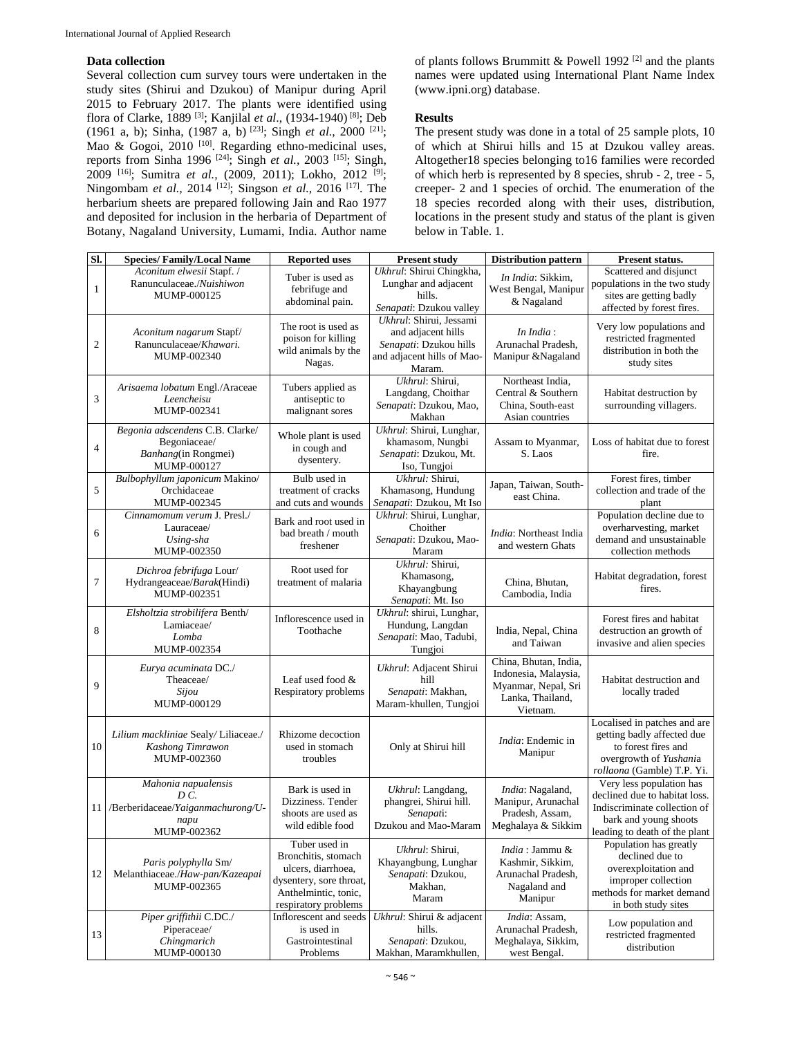### Data collection

Several collection cum survey tours were undertaken in the study sites (Shirui and Dzukou) of Manipur during April 2015 to February 2017. The plants were identified using flora of Clarke, 1889 [3]; Kanjilal *et al.*, (1934-1940) [8]; Deb (1961 a, b); Sinha, (1987 a, b) [23]; Singh *et al.*, 2000 [21]; Mao & Gogoi, 2010 [10]. Regarding ethno-medicinal uses, reports from Sinha 1996 [24]; Singh *et al.*, 2003 [15]; Singh, 2009 [16]; Sumitra *et al.*, (2009, 2011); Lokho, 2012 [9]; Ningombam *et al.*, 2014 [12]; Singson *et al.*, 2016 [17]. The herbarium sheets are prepared following Jain and Rao 1977 and deposited for inclusion in the herbaria of Department of Botany, Nagaland University, Lumami, India. Author name of plants follows Brummitt & Powell 1992 [2] and the plants names were updated using International Plant Name Index (www.ipni.org) database.

### Results

The present study was done in a total of 25 sample plots, 10 of which at Shirui hills and 15 at Dzukou valley areas. Altogether18 species belonging to16 families were recorded of which herb is represented by 8 species, shrub - 2, tree - 5, creeper- 2 and 1 species of orchid. The enumeration of the 18 species recorded along with their uses, distribution, locations in the present study and status of the plant is given below in Table. 1.

| Sl. | Species/ Family/Local Name | Reported uses | Present study | Distribution pattern | Present status. |
|---|---|---|---|---|---|
| 1 | *Aconitum elwesii* Stapf. / Ranunculaceae./*Nuishiwon* MUMP-000125 | Tuber is used as febrifuge and abdominal pain. | *Ukhrul*: Shirui Chingkha, Lunghar and adjacent hills. *Senapati*: Dzukou valley | *In India*: Sikkim, West Bengal, Manipur & Nagaland | Scattered and disjunct populations in the two study sites are getting badly affected by forest fires. |
| 2 | *Aconitum nagarum* Stapf/ Ranunculaceae/*Khawari.* MUMP-002340 | The root is used as poison for killing wild animals by the Nagas. | *Ukhrul*: Shirui, Jessami and adjacent hills *Senapati*: Dzukou hills and adjacent hills of Mao-Maram. | *In India* : Arunachal Pradesh, Manipur &Nagaland | Very low populations and restricted fragmented distribution in both the study sites |
| 3 | *Arisaema lobatum* Engl./Araceae *Leencheisu* MUMP-002341 | Tubers applied as antiseptic to malignant sores | *Ukhrul*: Shirui, Langdang, Choithar *Senapati*: Dzukou, Mao, Makhan | Northeast India, Central & Southern China, South-east Asian countries | Habitat destruction by surrounding villagers. |
| 4 | *Begonia adscendens* C.B. Clarke/ Begoniaceae/ *Banhang*(in Rongmei) MUMP-000127 | Whole plant is used in cough and dysentery. | *Ukhrul*: Shirui, Lunghar, khamasom, Nungbi *Senapati*: Dzukou, Mt. Iso, Tungjoi | Assam to Myanmar, S. Laos | Loss of habitat due to forest fire. |
| 5 | *Bulbophyllum japonicum* Makino/ Orchidaceae MUMP-002345 | Bulb used in treatment of cracks and cuts and wounds | *Ukhrul:* Shirui, Khamasong, Hundung *Senapati*: Dzukou, Mt Iso | Japan, Taiwan, South-east China. | Forest fires, timber collection and trade of the plant |
| 6 | *Cinnamomum verum* J. Presl./ Lauraceae/ *Using-sha* MUMP-002350 | Bark and root used in bad breath / mouth freshener | *Ukhrul*: Shirui, Lunghar, Choither *Senapati*: Dzukou, Mao-Maram | *India*: Northeast India and western Ghats | Population decline due to overharvesting, market demand and unsustainable collection methods |
| 7 | *Dichroa febrifuga* Lour/ Hydrangeaceae/*Barak*(Hindi) MUMP-002351 | Root used for treatment of malaria | *Ukhrul:* Shirui, Khamasong, Khayangbung *Senapati*: Mt. Iso | China, Bhutan, Cambodia, India | Habitat degradation, forest fires. |
| 8 | *Elsholtzia strobilifera* Benth/ Lamiaceae/ *Lomba* MUMP-002354 | Inflorescence used in Toothache | *Ukhrul*: shirui, Lunghar, Hundung, Langdan *Senapati*: Mao, Tadubi, Tungjoi | lndia, Nepal, China and Taiwan | Forest fires and habitat destruction an growth of invasive and alien species |
| 9 | *Eurya acuminata* DC./ Theaceae/ *Sijou* MUMP-000129 | Leaf used food & Respiratory problems | *Ukhrul*: Adjacent Shirui hill *Senapati*: Makhan, Maram-khullen, Tungjoi | China, Bhutan, India, Indonesia, Malaysia, Myanmar, Nepal, Sri Lanka, Thailand, Vietnam. | Habitat destruction and locally traded |
| 10 | *Lilium mackliniae* Sealy/ Liliaceae./ *Kashong Timrawon* MUMP-002360 | Rhizome decoction used in stomach troubles | Only at Shirui hill | *India*: Endemic in Manipur | Localised in patches and are getting badly affected due to forest fires and overgrowth of *Yushania rollaona* (Gamble) T.P. Yi. |
| 11 | *Mahonia napualensis D C.* /Berberidaceae/*Yaiganmachurong/U-napu* MUMP-002362 | Bark is used in Dizziness. Tender shoots are used as wild edible food | *Ukhrul*: Langdang, phangrei, Shirui hill. *Senapati*: Dzukou and Mao-Maram | *India*: Nagaland, Manipur, Arunachal Pradesh, Assam, Meghalaya & Sikkim | Very less population has declined due to habitat loss. Indiscriminate collection of bark and young shoots leading to death of the plant |
| 12 | *Paris polyphylla* Sm/ Melanthiaceae./*Haw-pan/Kazeapai* MUMP-002365 | Tuber used in Bronchitis, stomach ulcers, diarrhoea, dysentery, sore throat, Anthelmintic, tonic, respiratory problems | *Ukhrul*: Shirui, Khayangbung, Lunghar *Senapati*: Dzukou, Makhan, Maram | *India* : Jammu & Kashmir, Sikkim, Arunachal Pradesh, Nagaland and Manipur | Population has greatly declined due to overexploitation and improper collection methods for market demand in both study sites |
| 13 | *Piper griffithii* C.DC./ Piperaceae/ *Chingmarich* MUMP-000130 | Inflorescent and seeds is used in Gastrointestinal Problems | *Ukhrul*: Shirui & adjacent hills. *Senapati*: Dzukou, Makhan, Maramkhullen, | *India*: Assam, Arunachal Pradesh, Meghalaya, Sikkim, west Bengal. | Low population and restricted fragmented distribution |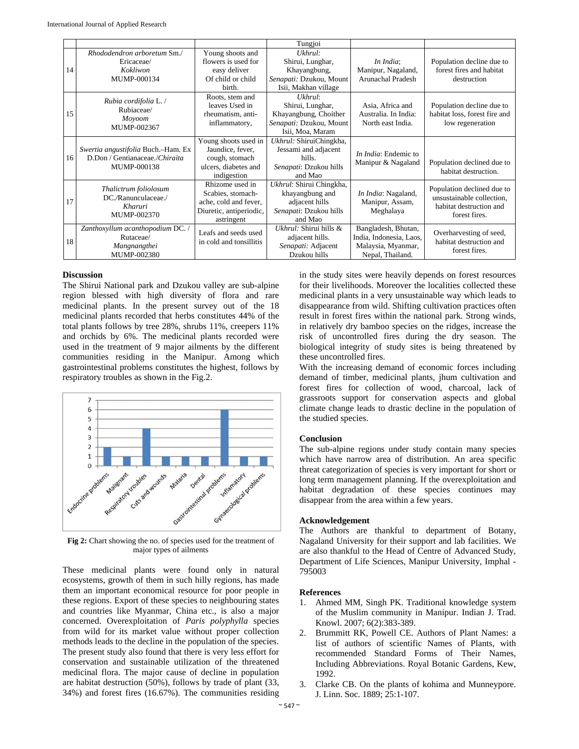| | | | | | |
|---|---|---|---|---|---|
| | | | Tungjoi | | |
| 14 | *Rhododendron arboretum* Sm./ Ericaceae/ *Kokliwon* MUMP-000134 | Young shoots and flowers is used for easy deliver Of child or child birth. | *Ukhrul:* Shirui, Lunghar, Khayangbung, *Senapati:* Dzukou, Mount Isii, Makhan village | *In India*; Manipur, Nagaland, Arunachal Pradesh | Population decline due to forest fires and habitat destruction |
| 15 | *Rubia cordifolia* L. / Rubiaceae/ *Moyoom* MUMP-002367 | Roots, stem and leaves Used in rheumatism, anti-inflammatory, | *Ukhrul*: Shirui, Lunghar, Khayangbung, Choither *Senapati:* Dzukou, Mount Isii, Moa, Maram | Asia, Africa and Australia. In India: North east India. | Population decline due to habitat loss, forest fire and low regeneration |
| 16 | *Swertia angustifolia* Buch.–Ham. Ex D.Don / Gentianaceae./*Chiraita* MUMP-000138 | Young shoots used in Jaundice, fever, cough, stomach ulcers, diabetes and indigestion | *Ukhrul:* ShiruiChingkha, Jessami and adjacent hills. *Senapati*: Dzukou hills and Mao | *In India*: Endemic to Manipur & Nagaland | Population declined due to habitat destruction. |
| 17 | *Thalictrum foliolosum* DC./Ranunculaceae./ *Kharuri* MUMP-002370 | Rhizome used in Scabies, stomach-ache, cold and fever, Diuretic, antiperiodic, astringent | *Ukhrul*: Shirui Chingkha, khayangbung and adjacent hills *Senapati*: Dzukou hills and Mao | *In India*: Nagaland, Manipur, Assam, Meghalaya | Population declined due to unsustainable collection, habitat destruction and forest fires. |
| 18 | *Zanthoxyllum acanthopodium* DC. / Rutaceae/ *Mangnangthei* MUMP-002380 | Leafs and seeds used in cold and tonsillitis | *Ukhrul:* Shirui hills & adjacent hills. *Senapati:* Adjacent Dzukou hills | Bangladesh, Bhutan, India, Indonesia, Laos, Malaysia, Myanmar, Nepal, Thailand. | Overharvesting of seed, habitat destruction and forest fires. |

## Discussion

The Shirui National park and Dzukou valley are sub-alpine region blessed with high diversity of flora and rare medicinal plants. In the present survey out of the 18 medicinal plants recorded that herbs constitutes 44% of the total plants follows by tree 28%, shrubs 11%, creepers 11% and orchids by 6%. The medicinal plants recorded were used in the treatment of 9 major ailments by the different communities residing in the Manipur. Among which gastrointestinal problems constitutes the highest, follows by respiratory troubles as shown in the Fig.2.

7
6
5
4
3
2
1
0
Endocrine problems
Malignant
Respiratory troubles
Cuts and wounds
Malaria
Dental
Gastrointestinal problems
Inflamatory
Gynaecological problems

**Fig 2:** Chart showing the no. of species used for the treatment of major types of ailments

These medicinal plants were found only in natural ecosystems, growth of them in such hilly regions, has made them an important economical resource for poor people in these regions. Export of these species to neighbouring states and countries like Myanmar, China etc., is also a major concerned. Overexploitation of *Paris polyphylla* species from wild for its market value without proper collection methods leads to the decline in the population of the species. The present study also found that there is very less effort for conservation and sustainable utilization of the threatened medicinal flora. The major cause of decline in population are habitat destruction (50%), follows by trade of plant (33, 34%) and forest fires (16.67%). The communities residing in the study sites were heavily depends on forest resources for their livelihoods. Moreover the localities collected these medicinal plants in a very unsustainable way which leads to disappearance from wild. Shifting cultivation practices often result in forest fires within the national park. Strong winds, in relatively dry bamboo species on the ridges, increase the risk of uncontrolled fires during the dry season. The biological integrity of study sites is being threatened by these uncontrolled fires.

With the increasing demand of economic forces including demand of timber, medicinal plants, jhum cultivation and forest fires for collection of wood, charcoal, lack of grassroots support for conservation aspects and global climate change leads to drastic decline in the population of the studied species.

## Conclusion

The sub-alpine regions under study contain many species which have narrow area of distribution. An area specific threat categorization of species is very important for short or long term management planning. If the overexploitation and habitat degradation of these species continues may disappear from the area within a few years.

## Acknowledgement

The Authors are thankful to department of Botany, Nagaland University for their support and lab facilities. We are also thankful to the Head of Centre of Advanced Study, Department of Life Sciences, Manipur University, Imphal - 795003

## References

1. Ahmed MM, Singh PK. Traditional knowledge system of the Muslim community in Manipur. Indian J. Trad. Knowl. 2007; 6(2):383-389.
2. Brummitt RK, Powell CE. Authors of Plant Names: a list of authors of scientific Names of Plants, with recommended Standard Forms of Their Names, Including Abbreviations. Royal Botanic Gardens, Kew, 1992.
3. Clarke CB. On the plants of kohima and Munneypore. J. Linn. Soc. 1889; 25:1-107.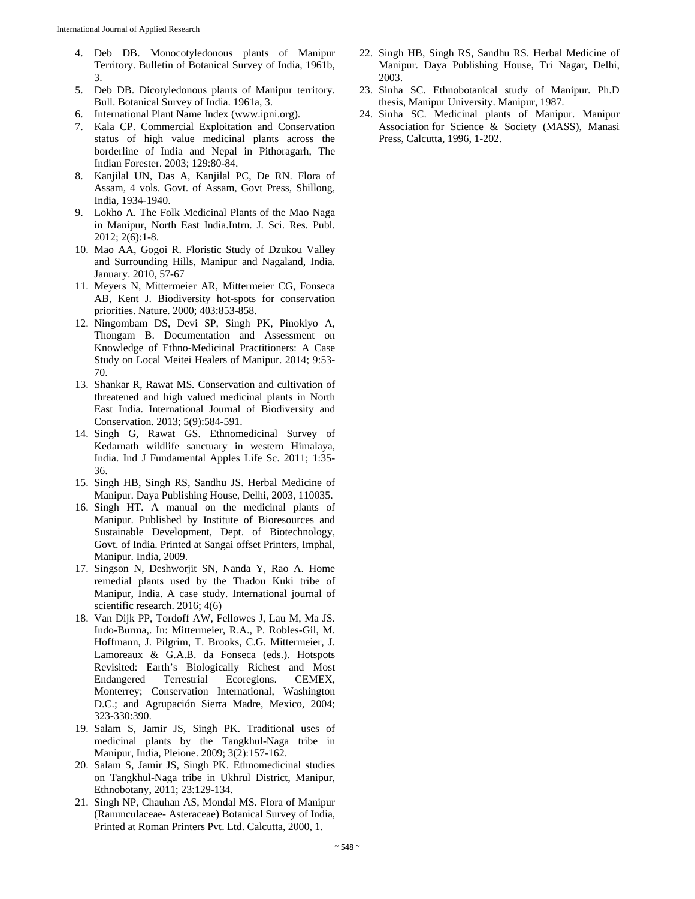4. Deb DB. Monocotyledonous plants of Manipur Territory. Bulletin of Botanical Survey of India, 1961b, 3.
5. Deb DB. Dicotyledonous plants of Manipur territory. Bull. Botanical Survey of India. 1961a, 3.
6. International Plant Name Index (www.ipni.org).
7. Kala CP. Commercial Exploitation and Conservation status of high value medicinal plants across the borderline of India and Nepal in Pithoragarh, The Indian Forester. 2003; 129:80-84.
8. Kanjilal UN, Das A, Kanjilal PC, De RN. Flora of Assam, 4 vols. Govt. of Assam, Govt Press, Shillong, India, 1934-1940.
9. Lokho A. The Folk Medicinal Plants of the Mao Naga in Manipur, North East India.Intrn. J. Sci. Res. Publ. 2012; 2(6):1-8.
10. Mao AA, Gogoi R. Floristic Study of Dzukou Valley and Surrounding Hills, Manipur and Nagaland, India. January. 2010, 57-67
11. Meyers N, Mittermeier AR, Mittermeier CG, Fonseca AB, Kent J. Biodiversity hot-spots for conservation priorities. Nature. 2000; 403:853-858.
12. Ningombam DS, Devi SP, Singh PK, Pinokiyo A, Thongam B. Documentation and Assessment on Knowledge of Ethno-Medicinal Practitioners: A Case Study on Local Meitei Healers of Manipur. 2014; 9:53-70.
13. Shankar R, Rawat MS. Conservation and cultivation of threatened and high valued medicinal plants in North East India. International Journal of Biodiversity and Conservation. 2013; 5(9):584-591.
14. Singh G, Rawat GS. Ethnomedicinal Survey of Kedarnath wildlife sanctuary in western Himalaya, India. Ind J Fundamental Apples Life Sc. 2011; 1:35-36.
15. Singh HB, Singh RS, Sandhu JS. Herbal Medicine of Manipur. Daya Publishing House, Delhi, 2003, 110035.
16. Singh HT. A manual on the medicinal plants of Manipur. Published by Institute of Bioresources and Sustainable Development, Dept. of Biotechnology, Govt. of India. Printed at Sangai offset Printers, Imphal, Manipur. India, 2009.
17. Singson N, Deshworjit SN, Nanda Y, Rao A. Home remedial plants used by the Thadou Kuki tribe of Manipur, India. A case study. International journal of scientific research. 2016; 4(6)
18. Van Dijk PP, Tordoff AW, Fellowes J, Lau M, Ma JS. Indo-Burma,. In: Mittermeier, R.A., P. Robles-Gil, M. Hoffmann, J. Pilgrim, T. Brooks, C.G. Mittermeier, J. Lamoreaux & G.A.B. da Fonseca (eds.). Hotspots Revisited: Earth's Biologically Richest and Most Endangered Terrestrial Ecoregions. CEMEX, Monterrey; Conservation International, Washington D.C.; and Agrupación Sierra Madre, Mexico, 2004; 323-330:390.
19. Salam S, Jamir JS, Singh PK. Traditional uses of medicinal plants by the Tangkhul-Naga tribe in Manipur, India, Pleione. 2009; 3(2):157-162.
20. Salam S, Jamir JS, Singh PK. Ethnomedicinal studies on Tangkhul-Naga tribe in Ukhrul District, Manipur, Ethnobotany, 2011; 23:129-134.
21. Singh NP, Chauhan AS, Mondal MS. Flora of Manipur (Ranunculaceae- Asteraceae) Botanical Survey of India, Printed at Roman Printers Pvt. Ltd. Calcutta, 2000, 1.
22. Singh HB, Singh RS, Sandhu RS. Herbal Medicine of Manipur. Daya Publishing House, Tri Nagar, Delhi, 2003.
23. Sinha SC. Ethnobotanical study of Manipur. Ph.D thesis, Manipur University. Manipur, 1987.
24. Sinha SC. Medicinal plants of Manipur. Manipur Association for Science & Society (MASS), Manasi Press, Calcutta, 1996, 1-202.